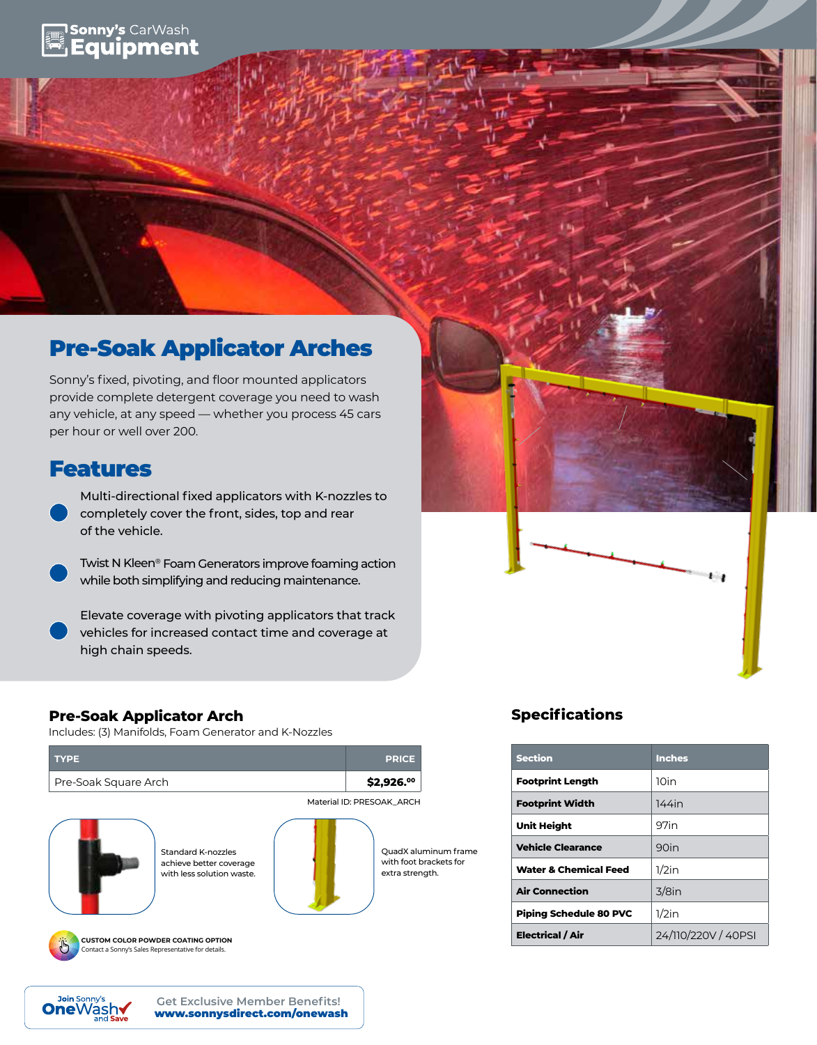Sonny's CarWash Equipment

# Pre-Soak Applicator Arches

Sonny's fixed, pivoting, and floor mounted applicators provide complete detergent coverage you need to wash any vehicle, at any speed — whether you process 45 cars per hour or well over 200.

## Features

- Multi-directional fixed applicators with K-nozzles to completely cover the front, sides, top and rear of the vehicle.
- Twist N Kleen® Foam Generators improve foaming action while both simplifying and reducing maintenance.
- Elevate coverage with pivoting applicators that track vehicles for increased contact time and coverage at high chain speeds.

### Pre-Soak Applicator Arch

Includes: (3) Manifolds, Foam Generator and K-Nozzles

| TYPE | PRICE |
| --- | --- |
| Pre-Soak Square Arch | $2,926.00 |

Material ID: PRESOAK_ARCH

Standard K-nozzles achieve better coverage with less solution waste.

QuadX aluminum frame with foot brackets for extra strength.

**CUSTOM COLOR POWDER COATING OPTION**
Contact a Sonny's Sales Representative for details.

### Specifications

| Section | Inches |
| --- | --- |
| **Footprint Length** | 10in |
| **Footprint Width** | 144in |
| **Unit Height** | 97in |
| **Vehicle Clearance** | 90in |
| **Water & Chemical Feed** | 1/2in |
| **Air Connection** | 3/8in |
| **Piping Schedule 80 PVC** | 1/2in |
| **Electrical / Air** | 24/110/220V / 40PSI |

Join Sonny's OneWash and Save — Get Exclusive Member Benefits! **www.sonnysdirect.com/onewash**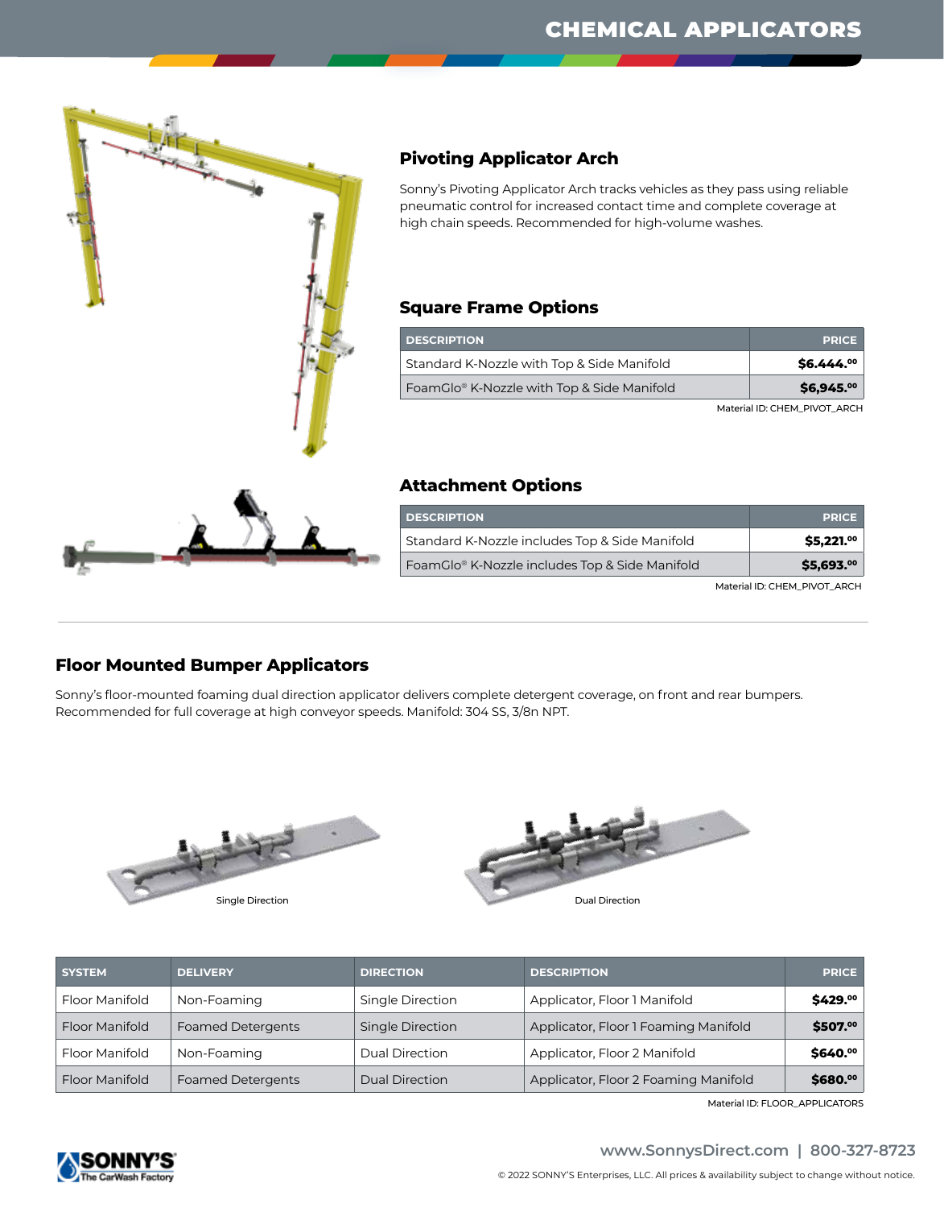# CHEMICAL APPLICATORS

## Pivoting Applicator Arch

Sonny's Pivoting Applicator Arch tracks vehicles as they pass using reliable pneumatic control for increased contact time and complete coverage at high chain speeds. Recommended for high-volume washes.

### Square Frame Options

| DESCRIPTION | PRICE |
|---|---|
| Standard K-Nozzle with Top & Side Manifold | **$6.444.00** |
| FoamGlo® K-Nozzle with Top & Side Manifold | **$6,945.00** |

Material ID: CHEM_PIVOT_ARCH

### Attachment Options

| DESCRIPTION | PRICE |
|---|---|
| Standard K-Nozzle includes Top & Side Manifold | **$5,221.00** |
| FoamGlo® K-Nozzle includes Top & Side Manifold | **$5,693.00** |

Material ID: CHEM_PIVOT_ARCH

## Floor Mounted Bumper Applicators

Sonny's floor-mounted foaming dual direction applicator delivers complete detergent coverage, on front and rear bumpers. Recommended for full coverage at high conveyor speeds. Manifold: 304 SS, 3/8n NPT.

Single Direction

Dual Direction

| SYSTEM | DELIVERY | DIRECTION | DESCRIPTION | PRICE |
|---|---|---|---|---|
| Floor Manifold | Non-Foaming | Single Direction | Applicator, Floor 1 Manifold | **$429.00** |
| Floor Manifold | Foamed Detergents | Single Direction | Applicator, Floor 1 Foaming Manifold | **$507.00** |
| Floor Manifold | Non-Foaming | Dual Direction | Applicator, Floor 2 Manifold | **$640.00** |
| Floor Manifold | Foamed Detergents | Dual Direction | Applicator, Floor 2 Foaming Manifold | **$680.00** |

Material ID: FLOOR_APPLICATORS

SONNY'S The CarWash Factory

www.SonnysDirect.com | 800-327-8723

© 2022 SONNY'S Enterprises, LLC. All prices & availability subject to change without notice.